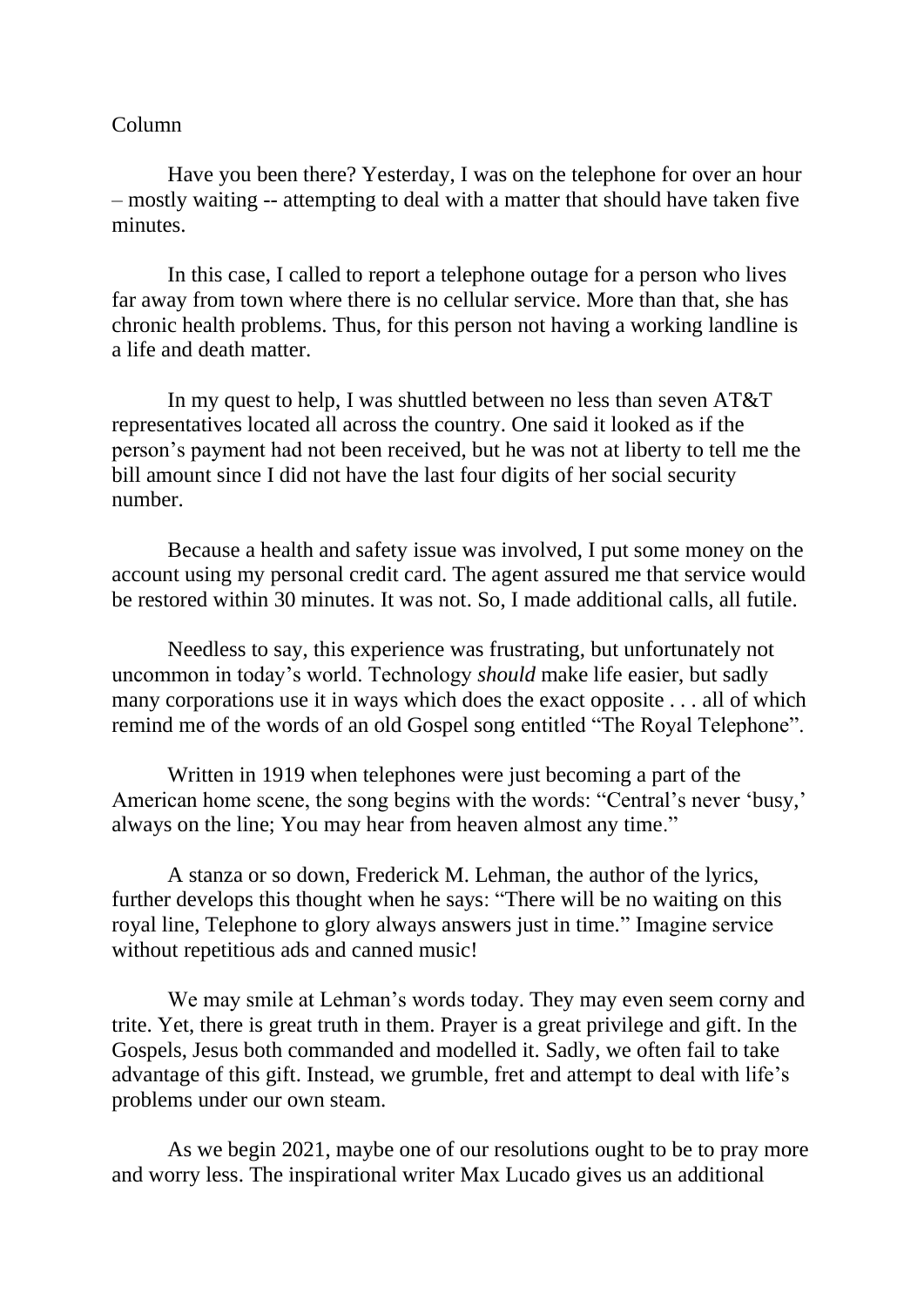Column

Have you been there? Yesterday, I was on the telephone for over an hour – mostly waiting -- attempting to deal with a matter that should have taken five minutes.

In this case, I called to report a telephone outage for a person who lives far away from town where there is no cellular service. More than that, she has chronic health problems. Thus, for this person not having a working landline is a life and death matter.

In my quest to help, I was shuttled between no less than seven AT&T representatives located all across the country. One said it looked as if the person's payment had not been received, but he was not at liberty to tell me the bill amount since I did not have the last four digits of her social security number.

Because a health and safety issue was involved, I put some money on the account using my personal credit card. The agent assured me that service would be restored within 30 minutes. It was not. So, I made additional calls, all futile.

Needless to say, this experience was frustrating, but unfortunately not uncommon in today's world. Technology *should* make life easier, but sadly many corporations use it in ways which does the exact opposite . . . all of which remind me of the words of an old Gospel song entitled "The Royal Telephone".

Written in 1919 when telephones were just becoming a part of the American home scene, the song begins with the words: "Central's never 'busy,' always on the line; You may hear from heaven almost any time."

A stanza or so down, Frederick M. Lehman, the author of the lyrics, further develops this thought when he says: "There will be no waiting on this royal line, Telephone to glory always answers just in time." Imagine service without repetitious ads and canned music!

We may smile at Lehman's words today. They may even seem corny and trite. Yet, there is great truth in them. Prayer is a great privilege and gift. In the Gospels, Jesus both commanded and modelled it. Sadly, we often fail to take advantage of this gift. Instead, we grumble, fret and attempt to deal with life's problems under our own steam.

As we begin 2021, maybe one of our resolutions ought to be to pray more and worry less. The inspirational writer Max Lucado gives us an additional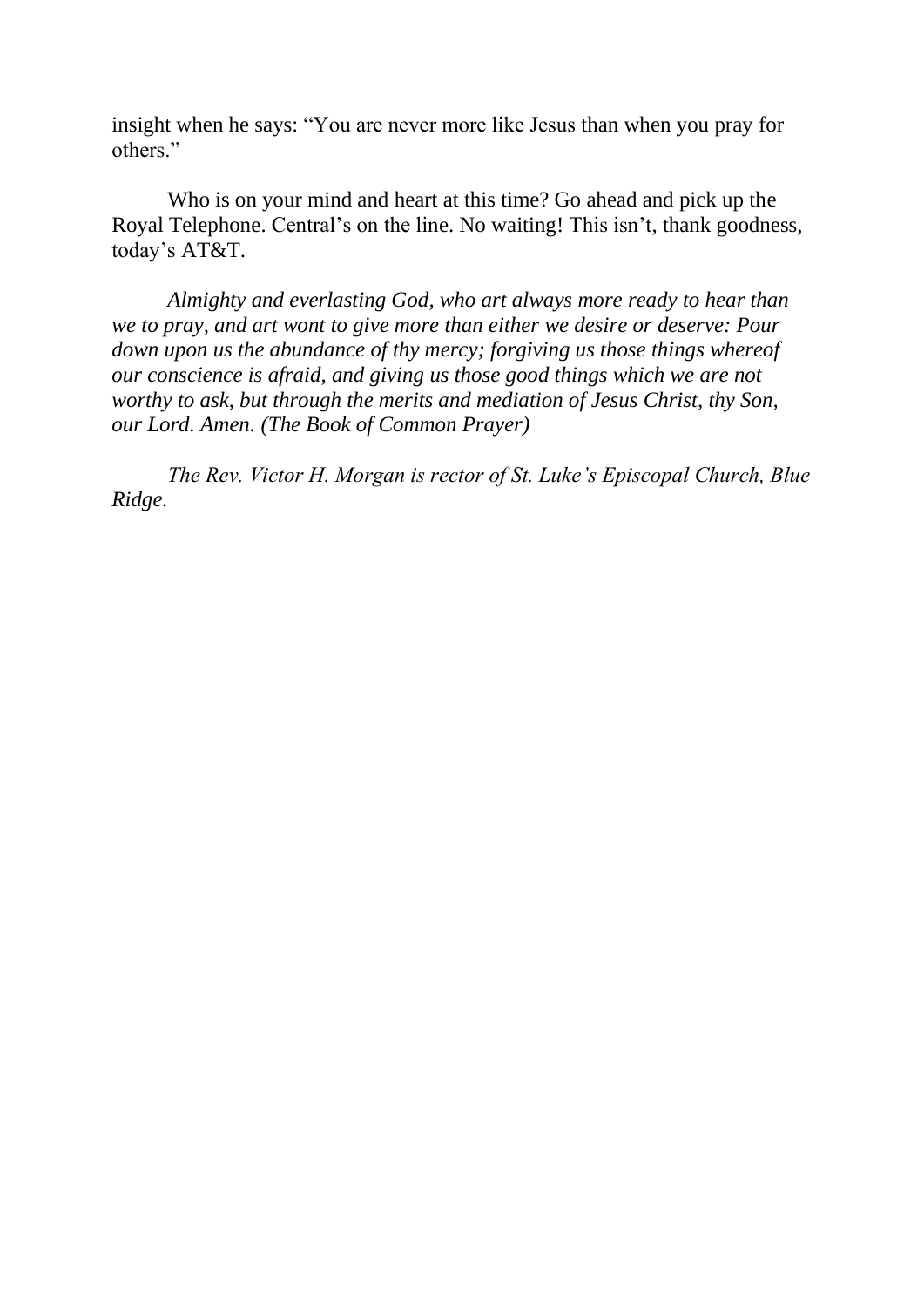insight when he says: "You are never more like Jesus than when you pray for others."

Who is on your mind and heart at this time? Go ahead and pick up the Royal Telephone. Central's on the line. No waiting! This isn't, thank goodness, today's AT&T.

*Almighty and everlasting God, who art always more ready to hear than we to pray, and art wont to give more than either we desire or deserve: Pour down upon us the abundance of thy mercy; forgiving us those things whereof our conscience is afraid, and giving us those good things which we are not worthy to ask, but through the merits and mediation of Jesus Christ, thy Son, our Lord. Amen. (The Book of Common Prayer)*

*The Rev. Victor H. Morgan is rector of St. Luke's Episcopal Church, Blue Ridge.*